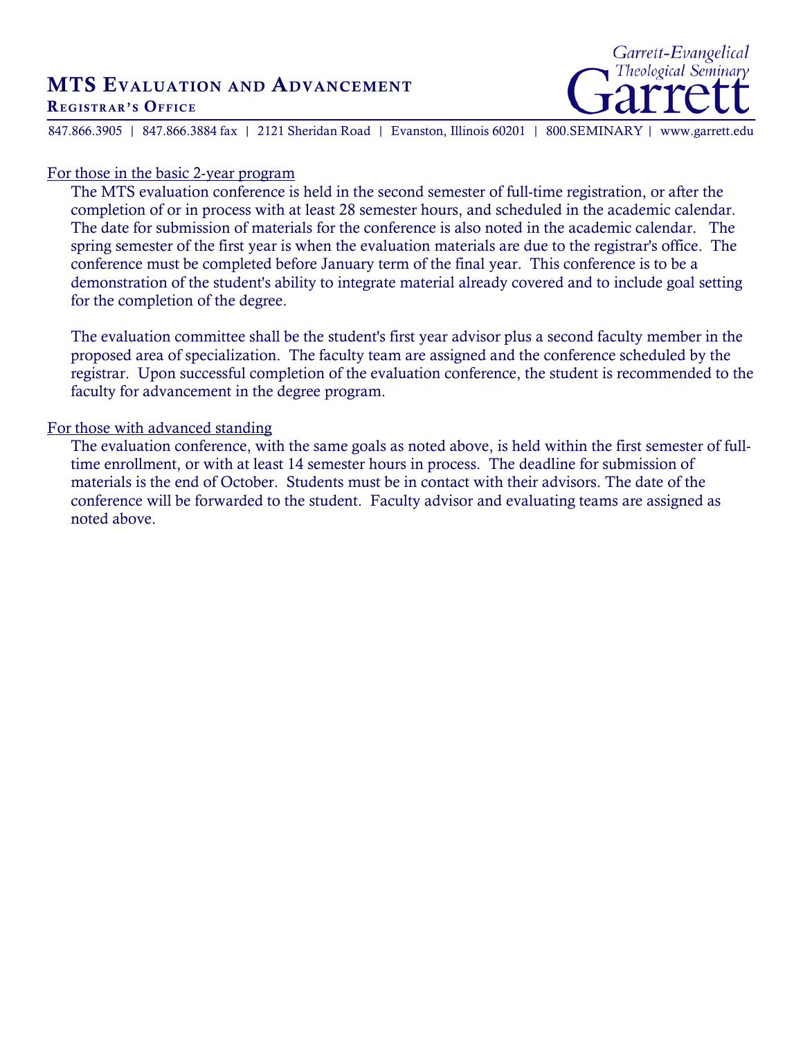# MTS Evaluation and Advancement

**Registrar's Office**

847.866.3905 | 847.866.3884 fax | 2121 Sheridan Road | Evanston, Illinois 60201 | 800.SEMINARY | www.garrett.edu

## For those in the basic 2-year program

The MTS evaluation conference is held in the second semester of full-time registration, or after the completion of or in process with at least 28 semester hours, and scheduled in the academic calendar. The date for submission of materials for the conference is also noted in the academic calendar. The spring semester of the first year is when the evaluation materials are due to the registrar's office. The conference must be completed before January term of the final year. This conference is to be a demonstration of the student's ability to integrate material already covered and to include goal setting for the completion of the degree.

The evaluation committee shall be the student's first year advisor plus a second faculty member in the proposed area of specialization. The faculty team are assigned and the conference scheduled by the registrar. Upon successful completion of the evaluation conference, the student is recommended to the faculty for advancement in the degree program.

## For those with advanced standing

The evaluation conference, with the same goals as noted above, is held within the first semester of full-time enrollment, or with at least 14 semester hours in process. The deadline for submission of materials is the end of October. Students must be in contact with their advisors. The date of the conference will be forwarded to the student. Faculty advisor and evaluating teams are assigned as noted above.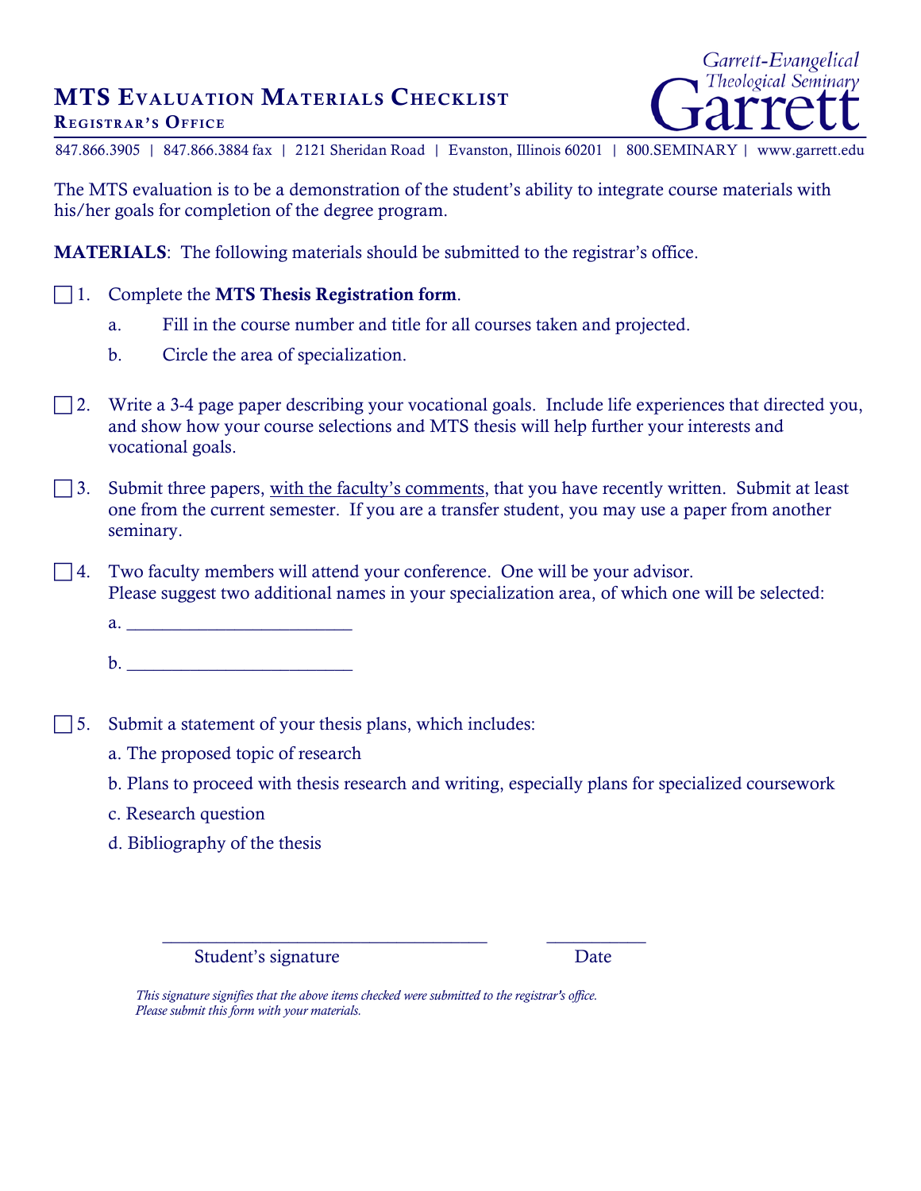# MTS Evaluation Materials Checklist

**Registrar's Office**

Garrett-Evangelical Theological Seminary
Garrett

847.866.3905 | 847.866.3884 fax | 2121 Sheridan Road | Evanston, Illinois 60201 | 800.SEMINARY | www.garrett.edu

The MTS evaluation is to be a demonstration of the student's ability to integrate course materials with his/her goals for completion of the degree program.

**MATERIALS**: The following materials should be submitted to the registrar's office.

☐ 1. Complete the **MTS Thesis Registration form**.

   a. Fill in the course number and title for all courses taken and projected.

   b. Circle the area of specialization.

☐ 2. Write a 3-4 page paper describing your vocational goals. Include life experiences that directed you, and show how your course selections and MTS thesis will help further your interests and vocational goals.

☐ 3. Submit three papers, with the faculty's comments, that you have recently written. Submit at least one from the current semester. If you are a transfer student, you may use a paper from another seminary.

☐ 4. Two faculty members will attend your conference. One will be your advisor. Please suggest two additional names in your specialization area, of which one will be selected:

   a. ________________________

   b. ________________________

☐ 5. Submit a statement of your thesis plans, which includes:

   a. The proposed topic of research

   b. Plans to proceed with thesis research and writing, especially plans for specialized coursework

   c. Research question

   d. Bibliography of the thesis

_________________________________ ___________

Student's signature Date

*This signature signifies that the above items checked were submitted to the registrar's office.*
*Please submit this form with your materials.*